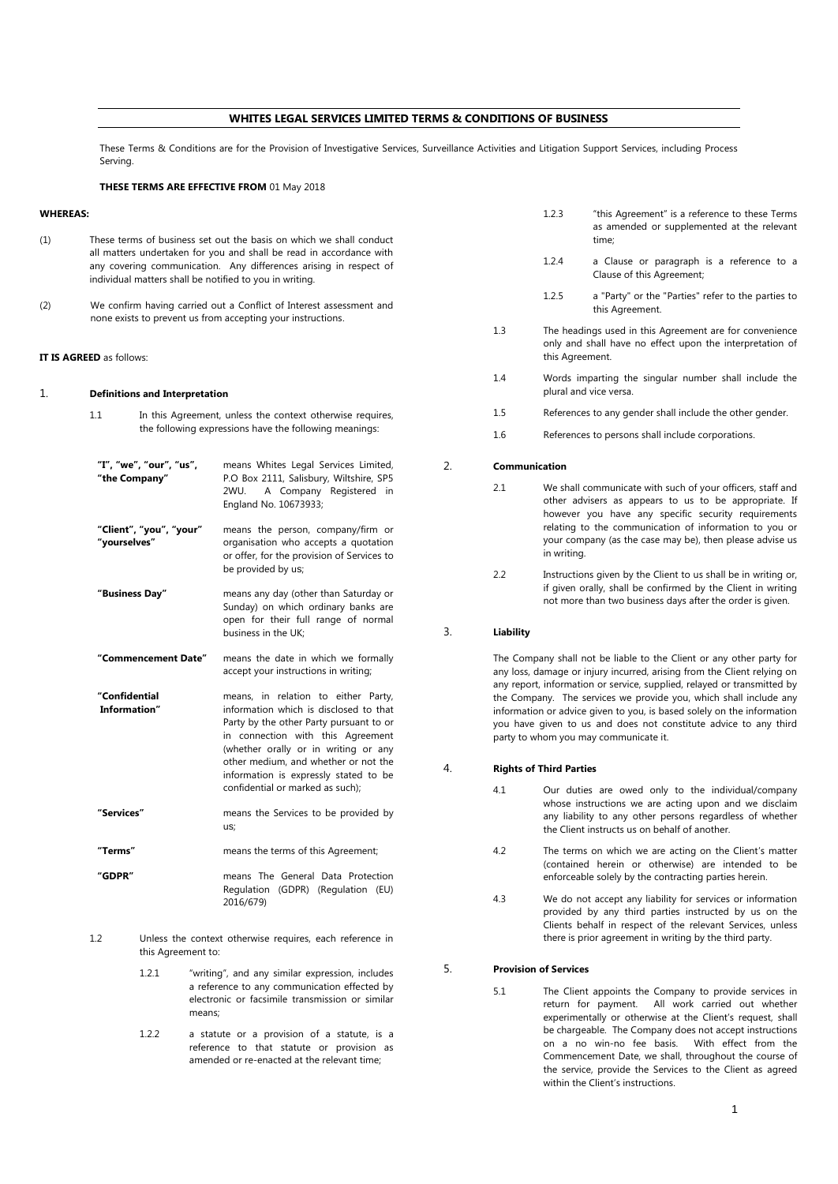# WHITES LEGAL SERVICES LIMITED TERMS & CONDITIONS OF BUSINESS

These Terms & Conditions are for the Provision of Investigative Services, Surveillance Activities and Litigation Support Services, including Process Serving.

**THESE TERMS ARE EFFECTIVE FROM** 01 May 2018

**WHEREAS:**

(1) These terms of business set out the basis on which we shall conduct all matters undertaken for you and shall be read in accordance with any covering communication. Any differences arising in respect of individual matters shall be notified to you in writing.

(2) We confirm having carried out a Conflict of Interest assessment and none exists to prevent us from accepting your instructions.

**IT IS AGREED** as follows:

## 1. Definitions and Interpretation

1.1 In this Agreement, unless the context otherwise requires, the following expressions have the following meanings:

| | |
|---|---|
| **"I", "we", "our", "us", "the Company"** | means Whites Legal Services Limited, P.O Box 2111, Salisbury, Wiltshire, SP5 2WU. A Company Registered in England No. 10673933; |
| **"Client", "you", "your" "yourselves"** | means the person, company/firm or organisation who accepts a quotation or offer, for the provision of Services to be provided by us; |
| **"Business Day"** | means any day (other than Saturday or Sunday) on which ordinary banks are open for their full range of normal business in the UK; |
| **"Commencement Date"** | means the date in which we formally accept your instructions in writing; |
| **"Confidential Information"** | means, in relation to either Party, information which is disclosed to that Party by the other Party pursuant to or in connection with this Agreement (whether orally or in writing or any other medium, and whether or not the information is expressly stated to be confidential or marked as such); |
| **"Services"** | means the Services to be provided by us; |
| **"Terms"** | means the terms of this Agreement; |
| **"GDPR"** | means The General Data Protection Regulation (GDPR) (Regulation (EU) 2016/679) |

1.2 Unless the context otherwise requires, each reference in this Agreement to:

1.2.1 "writing", and any similar expression, includes a reference to any communication effected by electronic or facsimile transmission or similar means;

1.2.2 a statute or a provision of a statute, is a reference to that statute or provision as amended or re-enacted at the relevant time;

1.2.3 "this Agreement" is a reference to these Terms as amended or supplemented at the relevant time;

1.2.4 a Clause or paragraph is a reference to a Clause of this Agreement;

1.2.5 a "Party" or the "Parties" refer to the parties to this Agreement.

1.3 The headings used in this Agreement are for convenience only and shall have no effect upon the interpretation of this Agreement.

1.4 Words imparting the singular number shall include the plural and vice versa.

1.5 References to any gender shall include the other gender.

1.6 References to persons shall include corporations.

## 2. Communication

2.1 We shall communicate with such of your officers, staff and other advisers as appears to us to be appropriate. If however you have any specific security requirements relating to the communication of information to you or your company (as the case may be), then please advise us in writing.

2.2 Instructions given by the Client to us shall be in writing or, if given orally, shall be confirmed by the Client in writing not more than two business days after the order is given.

## 3. Liability

The Company shall not be liable to the Client or any other party for any loss, damage or injury incurred, arising from the Client relying on any report, information or service, supplied, relayed or transmitted by the Company. The services we provide you, which shall include any information or advice given to you, is based solely on the information you have given to us and does not constitute advice to any third party to whom you may communicate it.

## 4. Rights of Third Parties

4.1 Our duties are owed only to the individual/company whose instructions we are acting upon and we disclaim any liability to any other persons regardless of whether the Client instructs us on behalf of another.

4.2 The terms on which we are acting on the Client's matter (contained herein or otherwise) are intended to be enforceable solely by the contracting parties herein.

4.3 We do not accept any liability for services or information provided by any third parties instructed by us on the Clients behalf in respect of the relevant Services, unless there is prior agreement in writing by the third party.

## 5. Provision of Services

5.1 The Client appoints the Company to provide services in return for payment. All work carried out whether experimentally or otherwise at the Client's request, shall be chargeable. The Company does not accept instructions on a no win-no fee basis. With effect from the Commencement Date, we shall, throughout the course of the service, provide the Services to the Client as agreed within the Client's instructions.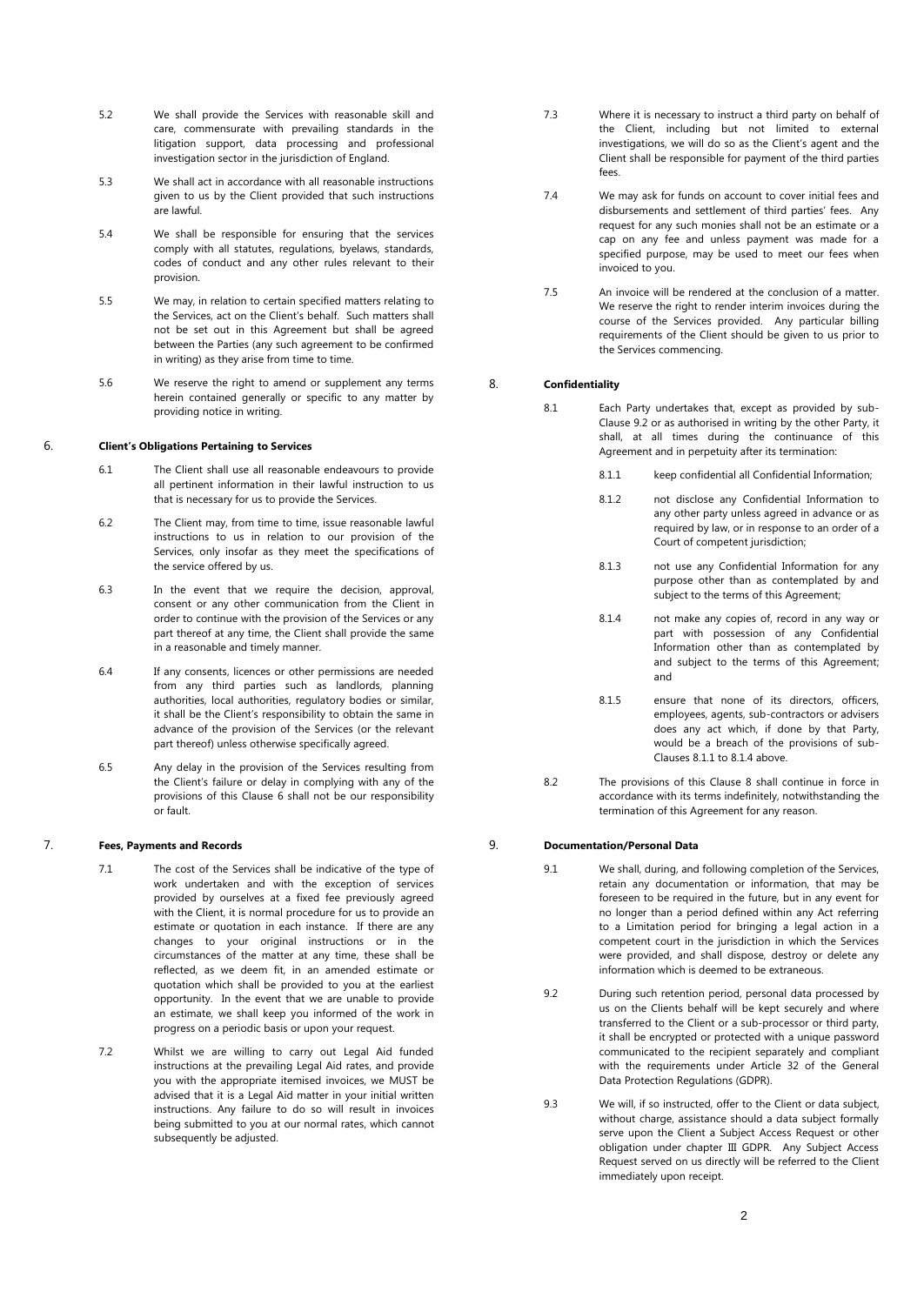5.2 We shall provide the Services with reasonable skill and care, commensurate with prevailing standards in the litigation support, data processing and professional investigation sector in the jurisdiction of England.

5.3 We shall act in accordance with all reasonable instructions given to us by the Client provided that such instructions are lawful.

5.4 We shall be responsible for ensuring that the services comply with all statutes, regulations, byelaws, standards, codes of conduct and any other rules relevant to their provision.

5.5 We may, in relation to certain specified matters relating to the Services, act on the Client's behalf. Such matters shall not be set out in this Agreement but shall be agreed between the Parties (any such agreement to be confirmed in writing) as they arise from time to time.

5.6 We reserve the right to amend or supplement any terms herein contained generally or specific to any matter by providing notice in writing.

## 6. Client's Obligations Pertaining to Services

6.1 The Client shall use all reasonable endeavours to provide all pertinent information in their lawful instruction to us that is necessary for us to provide the Services.

6.2 The Client may, from time to time, issue reasonable lawful instructions to us in relation to our provision of the Services, only insofar as they meet the specifications of the service offered by us.

6.3 In the event that we require the decision, approval, consent or any other communication from the Client in order to continue with the provision of the Services or any part thereof at any time, the Client shall provide the same in a reasonable and timely manner.

6.4 If any consents, licences or other permissions are needed from any third parties such as landlords, planning authorities, local authorities, regulatory bodies or similar, it shall be the Client's responsibility to obtain the same in advance of the provision of the Services (or the relevant part thereof) unless otherwise specifically agreed.

6.5 Any delay in the provision of the Services resulting from the Client's failure or delay in complying with any of the provisions of this Clause 6 shall not be our responsibility or fault.

## 7. Fees, Payments and Records

7.1 The cost of the Services shall be indicative of the type of work undertaken and with the exception of services provided by ourselves at a fixed fee previously agreed with the Client, it is normal procedure for us to provide an estimate or quotation in each instance. If there are any changes to your original instructions or in the circumstances of the matter at any time, these shall be reflected, as we deem fit, in an amended estimate or quotation which shall be provided to you at the earliest opportunity. In the event that we are unable to provide an estimate, we shall keep you informed of the work in progress on a periodic basis or upon your request.

7.2 Whilst we are willing to carry out Legal Aid funded instructions at the prevailing Legal Aid rates, and provide you with the appropriate itemised invoices, we MUST be advised that it is a Legal Aid matter in your initial written instructions. Any failure to do so will result in invoices being submitted to you at our normal rates, which cannot subsequently be adjusted.

7.3 Where it is necessary to instruct a third party on behalf of the Client, including but not limited to external investigations, we will do so as the Client's agent and the Client shall be responsible for payment of the third parties fees.

7.4 We may ask for funds on account to cover initial fees and disbursements and settlement of third parties' fees. Any request for any such monies shall not be an estimate or a cap on any fee and unless payment was made for a specified purpose, may be used to meet our fees when invoiced to you.

7.5 An invoice will be rendered at the conclusion of a matter. We reserve the right to render interim invoices during the course of the Services provided. Any particular billing requirements of the Client should be given to us prior to the Services commencing.

## 8. Confidentiality

8.1 Each Party undertakes that, except as provided by sub-Clause 9.2 or as authorised in writing by the other Party, it shall, at all times during the continuance of this Agreement and in perpetuity after its termination:

8.1.1 keep confidential all Confidential Information;

8.1.2 not disclose any Confidential Information to any other party unless agreed in advance or as required by law, or in response to an order of a Court of competent jurisdiction;

8.1.3 not use any Confidential Information for any purpose other than as contemplated by and subject to the terms of this Agreement;

8.1.4 not make any copies of, record in any way or part with possession of any Confidential Information other than as contemplated by and subject to the terms of this Agreement; and

8.1.5 ensure that none of its directors, officers, employees, agents, sub-contractors or advisers does any act which, if done by that Party, would be a breach of the provisions of sub-Clauses 8.1.1 to 8.1.4 above.

8.2 The provisions of this Clause 8 shall continue in force in accordance with its terms indefinitely, notwithstanding the termination of this Agreement for any reason.

## 9. Documentation/Personal Data

9.1 We shall, during, and following completion of the Services, retain any documentation or information, that may be foreseen to be required in the future, but in any event for no longer than a period defined within any Act referring to a Limitation period for bringing a legal action in a competent court in the jurisdiction in which the Services were provided, and shall dispose, destroy or delete any information which is deemed to be extraneous.

9.2 During such retention period, personal data processed by us on the Clients behalf will be kept securely and where transferred to the Client or a sub-processor or third party, it shall be encrypted or protected with a unique password communicated to the recipient separately and compliant with the requirements under Article 32 of the General Data Protection Regulations (GDPR).

9.3 We will, if so instructed, offer to the Client or data subject, without charge, assistance should a data subject formally serve upon the Client a Subject Access Request or other obligation under chapter III GDPR. Any Subject Access Request served on us directly will be referred to the Client immediately upon receipt.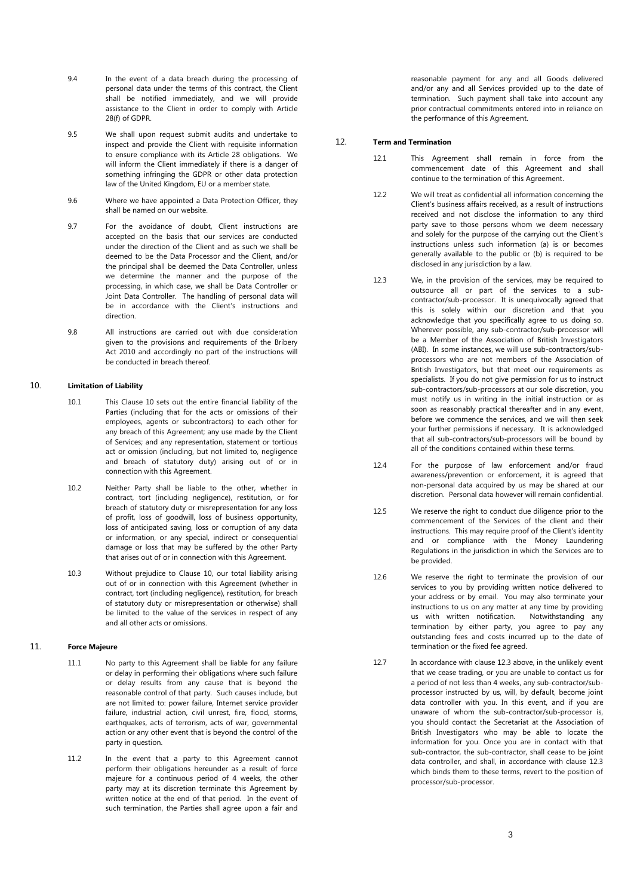9.4 In the event of a data breach during the processing of personal data under the terms of this contract, the Client shall be notified immediately, and we will provide assistance to the Client in order to comply with Article 28(f) of GDPR.

9.5 We shall upon request submit audits and undertake to inspect and provide the Client with requisite information to ensure compliance with its Article 28 obligations. We will inform the Client immediately if there is a danger of something infringing the GDPR or other data protection law of the United Kingdom, EU or a member state.

9.6 Where we have appointed a Data Protection Officer, they shall be named on our website.

9.7 For the avoidance of doubt, Client instructions are accepted on the basis that our services are conducted under the direction of the Client and as such we shall be deemed to be the Data Processor and the Client, and/or the principal shall be deemed the Data Controller, unless we determine the manner and the purpose of the processing, in which case, we shall be Data Controller or Joint Data Controller. The handling of personal data will be in accordance with the Client's instructions and direction.

9.8 All instructions are carried out with due consideration given to the provisions and requirements of the Bribery Act 2010 and accordingly no part of the instructions will be conducted in breach thereof.

## 10. Limitation of Liability

10.1 This Clause 10 sets out the entire financial liability of the Parties (including that for the acts or omissions of their employees, agents or subcontractors) to each other for any breach of this Agreement; any use made by the Client of Services; and any representation, statement or tortious act or omission (including, but not limited to, negligence and breach of statutory duty) arising out of or in connection with this Agreement.

10.2 Neither Party shall be liable to the other, whether in contract, tort (including negligence), restitution, or for breach of statutory duty or misrepresentation for any loss of profit, loss of goodwill, loss of business opportunity, loss of anticipated saving, loss or corruption of any data or information, or any special, indirect or consequential damage or loss that may be suffered by the other Party that arises out of or in connection with this Agreement.

10.3 Without prejudice to Clause 10, our total liability arising out of or in connection with this Agreement (whether in contract, tort (including negligence), restitution, for breach of statutory duty or misrepresentation or otherwise) shall be limited to the value of the services in respect of any and all other acts or omissions.

## 11. Force Majeure

11.1 No party to this Agreement shall be liable for any failure or delay in performing their obligations where such failure or delay results from any cause that is beyond the reasonable control of that party. Such causes include, but are not limited to: power failure, Internet service provider failure, industrial action, civil unrest, fire, flood, storms, earthquakes, acts of terrorism, acts of war, governmental action or any other event that is beyond the control of the party in question.

11.2 In the event that a party to this Agreement cannot perform their obligations hereunder as a result of force majeure for a continuous period of 4 weeks, the other party may at its discretion terminate this Agreement by written notice at the end of that period. In the event of such termination, the Parties shall agree upon a fair and reasonable payment for any and all Goods delivered and/or any and all Services provided up to the date of termination. Such payment shall take into account any prior contractual commitments entered into in reliance on the performance of this Agreement.

## 12. Term and Termination

12.1 This Agreement shall remain in force from the commencement date of this Agreement and shall continue to the termination of this Agreement.

12.2 We will treat as confidential all information concerning the Client's business affairs received, as a result of instructions received and not disclose the information to any third party save to those persons whom we deem necessary and solely for the purpose of the carrying out the Client's instructions unless such information (a) is or becomes generally available to the public or (b) is required to be disclosed in any jurisdiction by a law.

12.3 We, in the provision of the services, may be required to outsource all or part of the services to a sub-contractor/sub-processor. It is unequivocally agreed that this is solely within our discretion and that you acknowledge that you specifically agree to us doing so. Wherever possible, any sub-contractor/sub-processor will be a Member of the Association of British Investigators (ABI). In some instances, we will use sub-contractors/sub-processors who are not members of the Association of British Investigators, but that meet our requirements as specialists. If you do not give permission for us to instruct sub-contractors/sub-processors at our sole discretion, you must notify us in writing in the initial instruction or as soon as reasonably practical thereafter and in any event, before we commence the services, and we will then seek your further permissions if necessary. It is acknowledged that all sub-contractors/sub-processors will be bound by all of the conditions contained within these terms.

12.4 For the purpose of law enforcement and/or fraud awareness/prevention or enforcement, it is agreed that non-personal data acquired by us may be shared at our discretion. Personal data however will remain confidential.

12.5 We reserve the right to conduct due diligence prior to the commencement of the Services of the client and their instructions. This may require proof of the Client's identity and or compliance with the Money Laundering Regulations in the jurisdiction in which the Services are to be provided.

12.6 We reserve the right to terminate the provision of our services to you by providing written notice delivered to your address or by email. You may also terminate your instructions to us on any matter at any time by providing us with written notification. Notwithstanding any termination by either party, you agree to pay any outstanding fees and costs incurred up to the date of termination or the fixed fee agreed.

12.7 In accordance with clause 12.3 above, in the unlikely event that we cease trading, or you are unable to contact us for a period of not less than 4 weeks, any sub-contractor/sub-processor instructed by us, will, by default, become joint data controller with you. In this event, and if you are unaware of whom the sub-contractor/sub-processor is, you should contact the Secretariat at the Association of British Investigators who may be able to locate the information for you. Once you are in contact with that sub-contractor, the sub-contractor, shall cease to be joint data controller, and shall, in accordance with clause 12.3 which binds them to these terms, revert to the position of processor/sub-processor.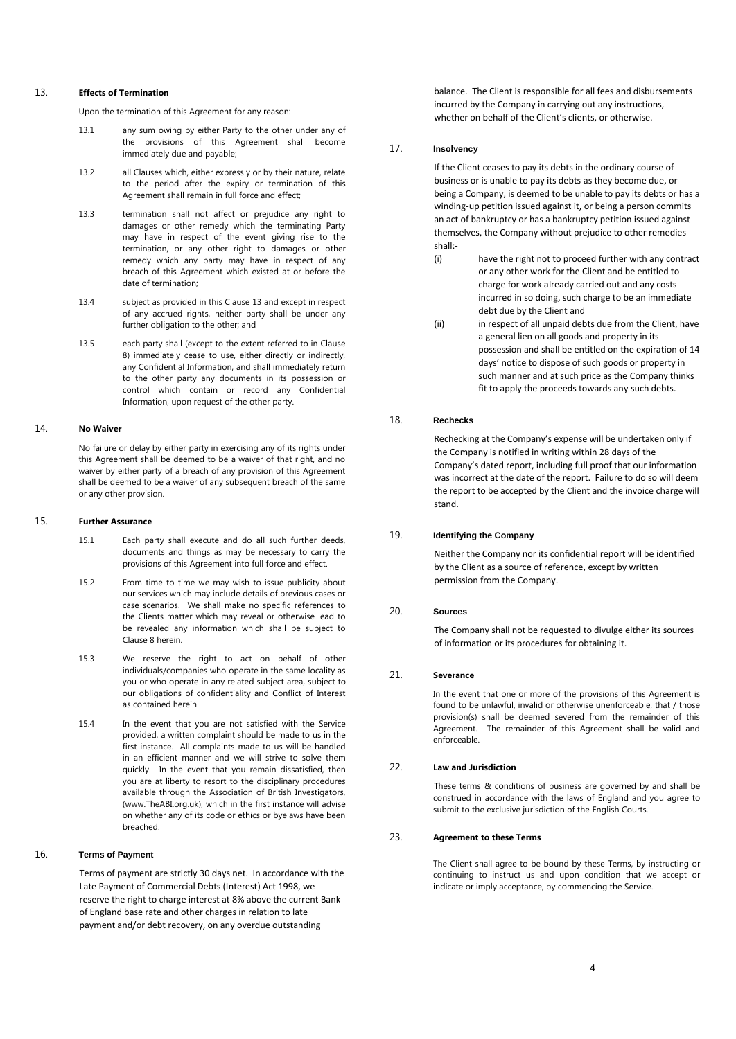## 13. Effects of Termination

Upon the termination of this Agreement for any reason:

13.1 any sum owing by either Party to the other under any of the provisions of this Agreement shall become immediately due and payable;

13.2 all Clauses which, either expressly or by their nature, relate to the period after the expiry or termination of this Agreement shall remain in full force and effect;

13.3 termination shall not affect or prejudice any right to damages or other remedy which the terminating Party may have in respect of the event giving rise to the termination, or any other right to damages or other remedy which any party may have in respect of any breach of this Agreement which existed at or before the date of termination;

13.4 subject as provided in this Clause 13 and except in respect of any accrued rights, neither party shall be under any further obligation to the other; and

13.5 each party shall (except to the extent referred to in Clause 8) immediately cease to use, either directly or indirectly, any Confidential Information, and shall immediately return to the other party any documents in its possession or control which contain or record any Confidential Information, upon request of the other party.

## 14. No Waiver

No failure or delay by either party in exercising any of its rights under this Agreement shall be deemed to be a waiver of that right, and no waiver by either party of a breach of any provision of this Agreement shall be deemed to be a waiver of any subsequent breach of the same or any other provision.

## 15. Further Assurance

15.1 Each party shall execute and do all such further deeds, documents and things as may be necessary to carry the provisions of this Agreement into full force and effect.

15.2 From time to time we may wish to issue publicity about our services which may include details of previous cases or case scenarios. We shall make no specific references to the Clients matter which may reveal or otherwise lead to be revealed any information which shall be subject to Clause 8 herein.

15.3 We reserve the right to act on behalf of other individuals/companies who operate in the same locality as you or who operate in any related subject area, subject to our obligations of confidentiality and Conflict of Interest as contained herein.

15.4 In the event that you are not satisfied with the Service provided, a written complaint should be made to us in the first instance. All complaints made to us will be handled in an efficient manner and we will strive to solve them quickly. In the event that you remain dissatisfied, then you are at liberty to resort to the disciplinary procedures available through the Association of British Investigators, (www.TheABI.org.uk), which in the first instance will advise on whether any of its code or ethics or byelaws have been breached.

## 16. Terms of Payment

Terms of payment are strictly 30 days net. In accordance with the Late Payment of Commercial Debts (Interest) Act 1998, we reserve the right to charge interest at 8% above the current Bank of England base rate and other charges in relation to late payment and/or debt recovery, on any overdue outstanding balance. The Client is responsible for all fees and disbursements incurred by the Company in carrying out any instructions, whether on behalf of the Client's clients, or otherwise.

## 17. Insolvency

If the Client ceases to pay its debts in the ordinary course of business or is unable to pay its debts as they become due, or being a Company, is deemed to be unable to pay its debts or has a winding-up petition issued against it, or being a person commits an act of bankruptcy or has a bankruptcy petition issued against themselves, the Company without prejudice to other remedies shall:-

(i) have the right not to proceed further with any contract or any other work for the Client and be entitled to charge for work already carried out and any costs incurred in so doing, such charge to be an immediate debt due by the Client and

(ii) in respect of all unpaid debts due from the Client, have a general lien on all goods and property in its possession and shall be entitled on the expiration of 14 days' notice to dispose of such goods or property in such manner and at such price as the Company thinks fit to apply the proceeds towards any such debts.

## 18. Rechecks

Rechecking at the Company's expense will be undertaken only if the Company is notified in writing within 28 days of the Company's dated report, including full proof that our information was incorrect at the date of the report. Failure to do so will deem the report to be accepted by the Client and the invoice charge will stand.

## 19. Identifying the Company

Neither the Company nor its confidential report will be identified by the Client as a source of reference, except by written permission from the Company.

## 20. Sources

The Company shall not be requested to divulge either its sources of information or its procedures for obtaining it.

## 21. Severance

In the event that one or more of the provisions of this Agreement is found to be unlawful, invalid or otherwise unenforceable, that / those provision(s) shall be deemed severed from the remainder of this Agreement. The remainder of this Agreement shall be valid and enforceable.

## 22. Law and Jurisdiction

These terms & conditions of business are governed by and shall be construed in accordance with the laws of England and you agree to submit to the exclusive jurisdiction of the English Courts.

## 23. Agreement to these Terms

The Client shall agree to be bound by these Terms, by instructing or continuing to instruct us and upon condition that we accept or indicate or imply acceptance, by commencing the Service.